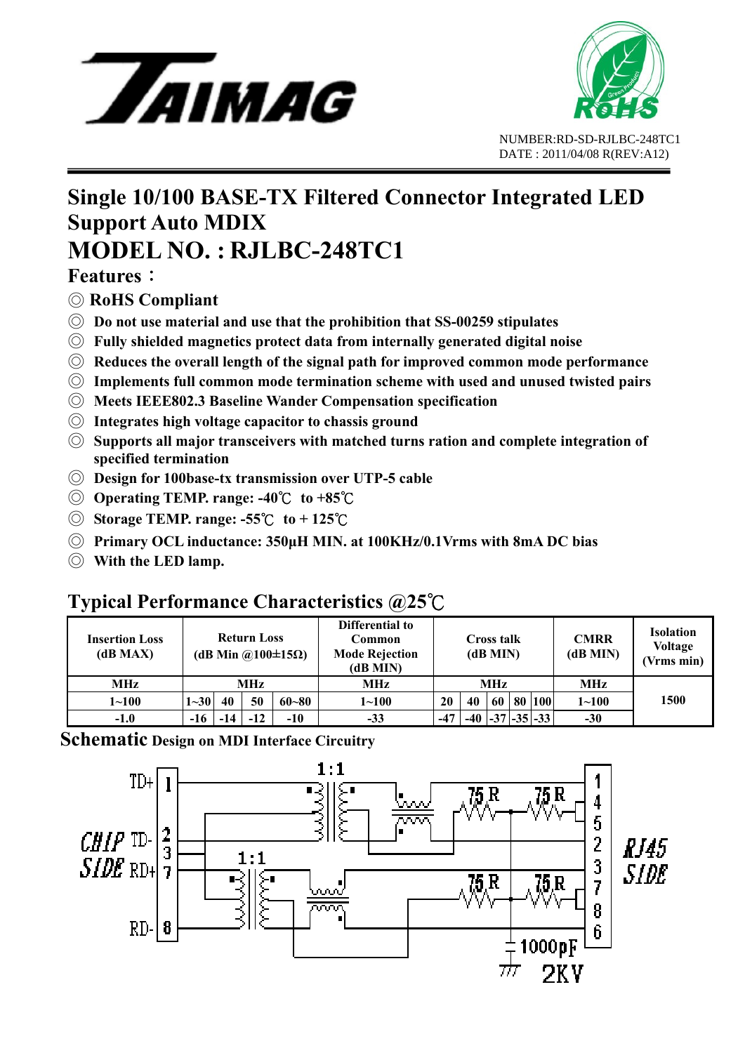TAIMAG

NUMBER:RD-SD-RJLBC-248TC1
DATE : 2011/04/08 R(REV:A12)

# Single 10/100 BASE-TX Filtered Connector Integrated LED Support Auto MDIX

# MODEL NO. : RJLBC-248TC1

## Features：

- ◎ **RoHS Compliant**
- ◎ **Do not use material and use that the prohibition that SS-00259 stipulates**
- ◎ **Fully shielded magnetics protect data from internally generated digital noise**
- ◎ **Reduces the overall length of the signal path for improved common mode performance**
- ◎ **Implements full common mode termination scheme with used and unused twisted pairs**
- ◎ **Meets IEEE802.3 Baseline Wander Compensation specification**
- ◎ **Integrates high voltage capacitor to chassis ground**
- ◎ **Supports all major transceivers with matched turns ration and complete integration of specified termination**
- ◎ **Design for 100base-tx transmission over UTP-5 cable**
- ◎ **Operating TEMP. range: -40℃ to +85℃**
- ◎ **Storage TEMP. range: -55℃ to + 125℃**
- ◎ **Primary OCL inductance: 350μH MIN. at 100KHz/0.1Vrms with 8mA DC bias**
- ◎ **With the LED lamp.**

## Typical Performance Characteristics @25℃

| Insertion Loss (dB MAX) | Return Loss (dB Min @100±15Ω) | | | | Differential to Common Mode Rejection (dB MIN) | Cross talk (dB MIN) | | | | | CMRR (dB MIN) | Isolation Voltage (Vrms min) |
|---|---|---|---|---|---|---|---|---|---|---|---|---|
| MHz | MHz | | | | MHz | MHz | | | | | MHz | 1500 |
| 1~100 | 1~30 | 40 | 50 | 60~80 | 1~100 | 20 | 40 | 60 | 80 | 100 | 1~100 | |
| -1.0 | -16 | -14 | -12 | -10 | -33 | -47 | -40 | -37 | -35 | -33 | -30 | |

## Schematic Design on MDI Interface Circuitry

CHIP SIDE
TD+ 1
TD- 2
3
RD+ 7
RD- 8

1:1
1:1

75 R
75 R
75 R
75 R

1000pF
2KV

RJ45 SIDE
1
4
5
2
3
7
8
6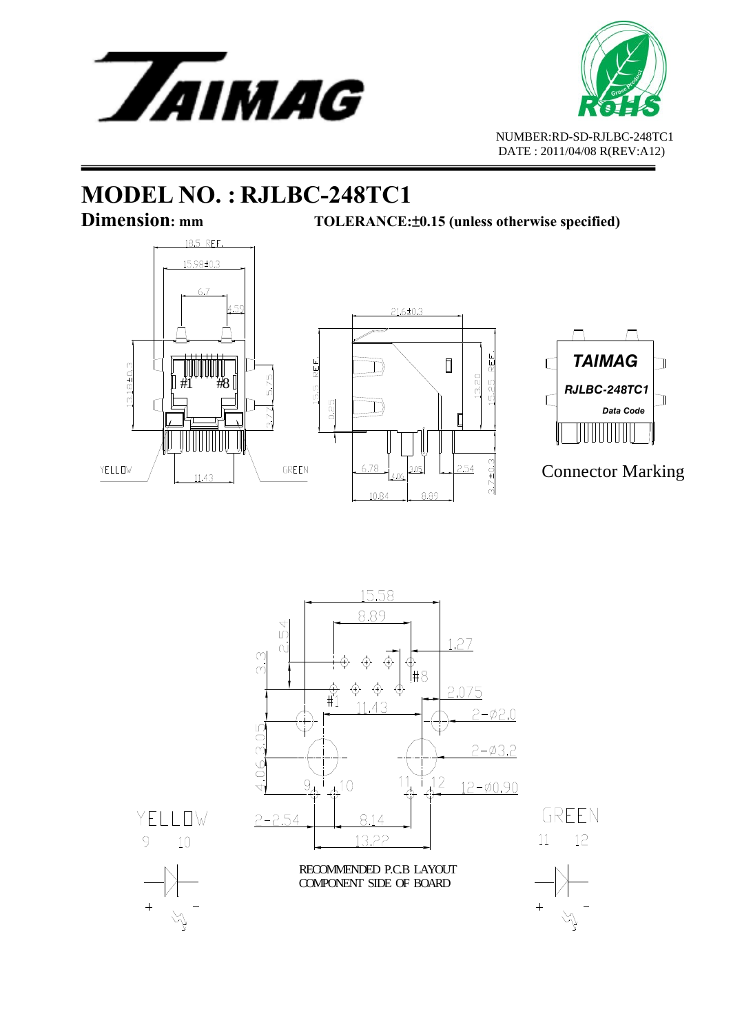NUMBER:RD-SD-RJLBC-248TC1
DATE : 2011/04/08 R(REV:A12)

# MODEL NO. : RJLBC-248TC1

**Dimension: mm** **TOLERANCE:±0.15 (unless otherwise specified)**

18.5 REF.
15.98±0.3
6.7
4.59
13.18±0.3
#1 #8
5.75
3.77
YELLOW
11.43
GREEN

21.6±0.3
15.5 REF.
0.25
13.29
15.25 REF.
6.78
4.06
3.05
2.54
3.7±0.3
10.84
8.89

TAIMAG
RJLBC-248TC1
Data Code

Connector Marking

15.58
8.89
2.54
3.3
1.27
#8
2.075
#1
11.43
2-Ø2.0
3.05
2-Ø3.2
4.06
9 10 11 12
12-Ø0.90
2-2.54
8.14
13.22

YELLOW
9 10
+ −

RECOMMENDED P.C.B LAYOUT
COMPONENT SIDE OF BOARD

GREEN
11 12
+ −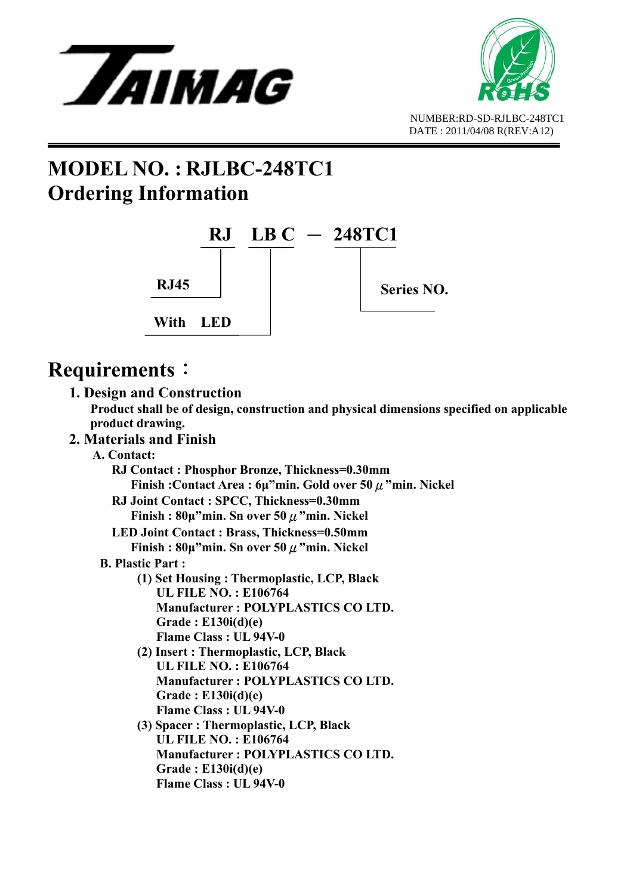NUMBER:RD-SD-RJLBC-248TC1
DATE : 2011/04/08 R(REV:A12)

# MODEL NO. : RJLBC-248TC1
# Ordering Information

RJ LB C — 248TC1

RJ45

With LED

Series NO.

## Requirements：

### 1. Design and Construction

**Product shall be of design, construction and physical dimensions specified on applicable product drawing.**

### 2. Materials and Finish

**A. Contact:**

**RJ Contact : Phosphor Bronze, Thickness=0.30mm**
**Finish :Contact Area : 6μ"min. Gold over 50 μ"min. Nickel**

**RJ Joint Contact : SPCC, Thickness=0.30mm**
**Finish : 80μ"min. Sn over 50 μ"min. Nickel**

**LED Joint Contact : Brass, Thickness=0.50mm**
**Finish : 80μ"min. Sn over 50 μ"min. Nickel**

**B. Plastic Part :**

**(1) Set Housing : Thermoplastic, LCP, Black**
**UL FILE NO. : E106764**
**Manufacturer : POLYPLASTICS CO LTD.**
**Grade : E130i(d)(e)**
**Flame Class : UL 94V-0**

**(2) Insert : Thermoplastic, LCP, Black**
**UL FILE NO. : E106764**
**Manufacturer : POLYPLASTICS CO LTD.**
**Grade : E130i(d)(e)**
**Flame Class : UL 94V-0**

**(3) Spacer : Thermoplastic, LCP, Black**
**UL FILE NO. : E106764**
**Manufacturer : POLYPLASTICS CO LTD.**
**Grade : E130i(d)(e)**
**Flame Class : UL 94V-0**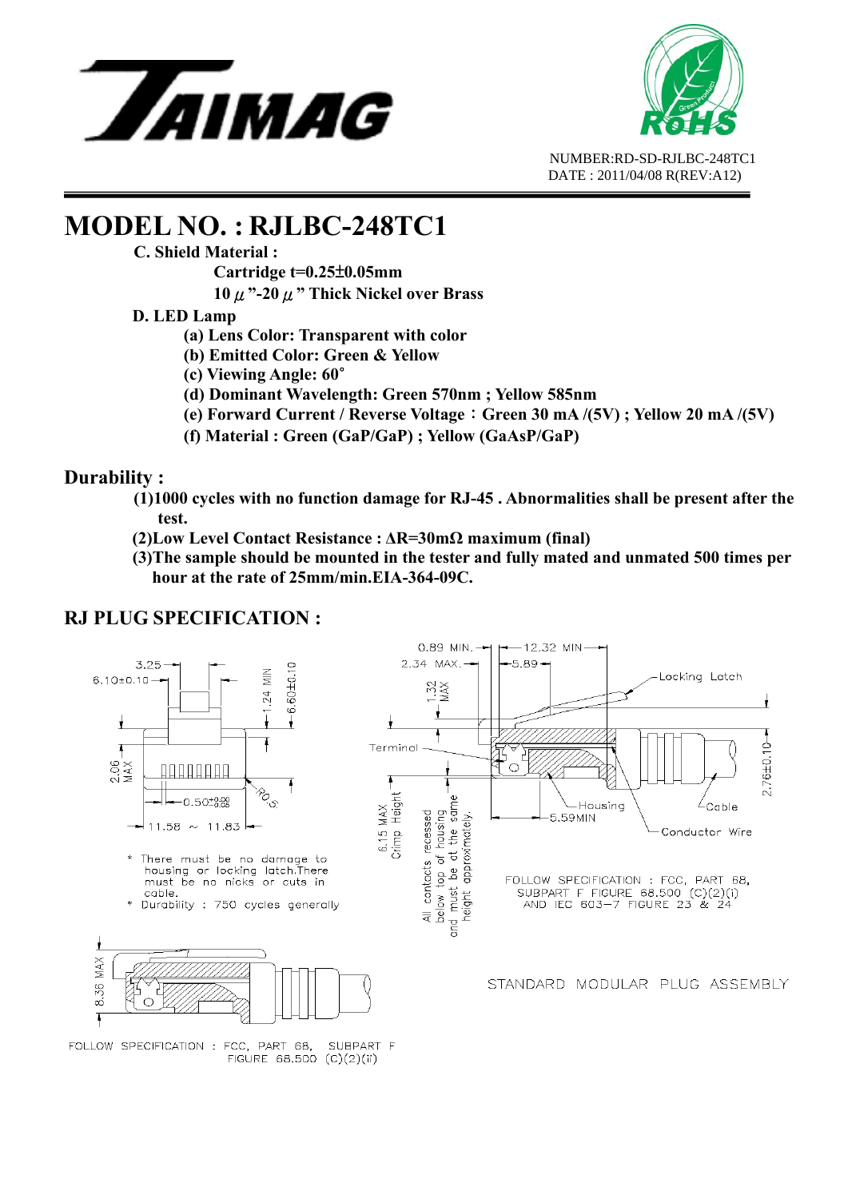NUMBER:RD-SD-RJLBC-248TC1
DATE : 2011/04/08 R(REV:A12)

# MODEL NO. : RJLBC-248TC1

**C. Shield Material :**

**Cartridge t=0.25±0.05mm**

**10 $\mu$"-20 $\mu$" Thick Nickel over Brass**

**D. LED Lamp**

**(a) Lens Color: Transparent with color**

**(b) Emitted Color: Green & Yellow**

**(c) Viewing Angle: 60˚**

**(d) Dominant Wavelength: Green 570nm ; Yellow 585nm**

**(e) Forward Current / Reverse Voltage：Green 30 mA /(5V) ; Yellow 20 mA /(5V)**

**(f) Material : Green (GaP/GaP) ; Yellow (GaAsP/GaP)**

## Durability :

**(1)1000 cycles with no function damage for RJ-45 . Abnormalities shall be present after the test.**

**(2)Low Level Contact Resistance : ΔR=30mΩ maximum (final)**

**(3)The sample should be mounted in the tester and fully mated and unmated 500 times per hour at the rate of 25mm/min.EIA-364-09C.**

## RJ PLUG SPECIFICATION :

3.25
6.10±0.10
1.24 MIN
6.60±0.10
2.06 MAX
0.50 +0.20 −0.05
R0.5
11.58 ~ 11.83

* There must be no damage to housing or locking latch.There must be no nicks or cuts in cable.
* Durability : 750 cycles generally

8.36 MAX

FOLLOW SPECIFICATION : FCC, PART 68, SUBPART F FIGURE 68.500 (C)(2)(ii)

0.89 MIN.
12.32 MIN
2.34 MAX.
5.89
1.32 MAX
Locking Latch
Terminal
2.76±0.10
Housing
Cable
5.59MIN
6.15 MAX Crimp Height
Conductor Wire
All contacts recessed below top of housing and must be at the same height approximately.

FOLLOW SPECIFICATION : FCC, PART 68, SUBPART F FIGURE 68.500 (C)(2)(i) AND IEC 603-7 FIGURE 23 & 24

STANDARD MODULAR PLUG ASSEMBLY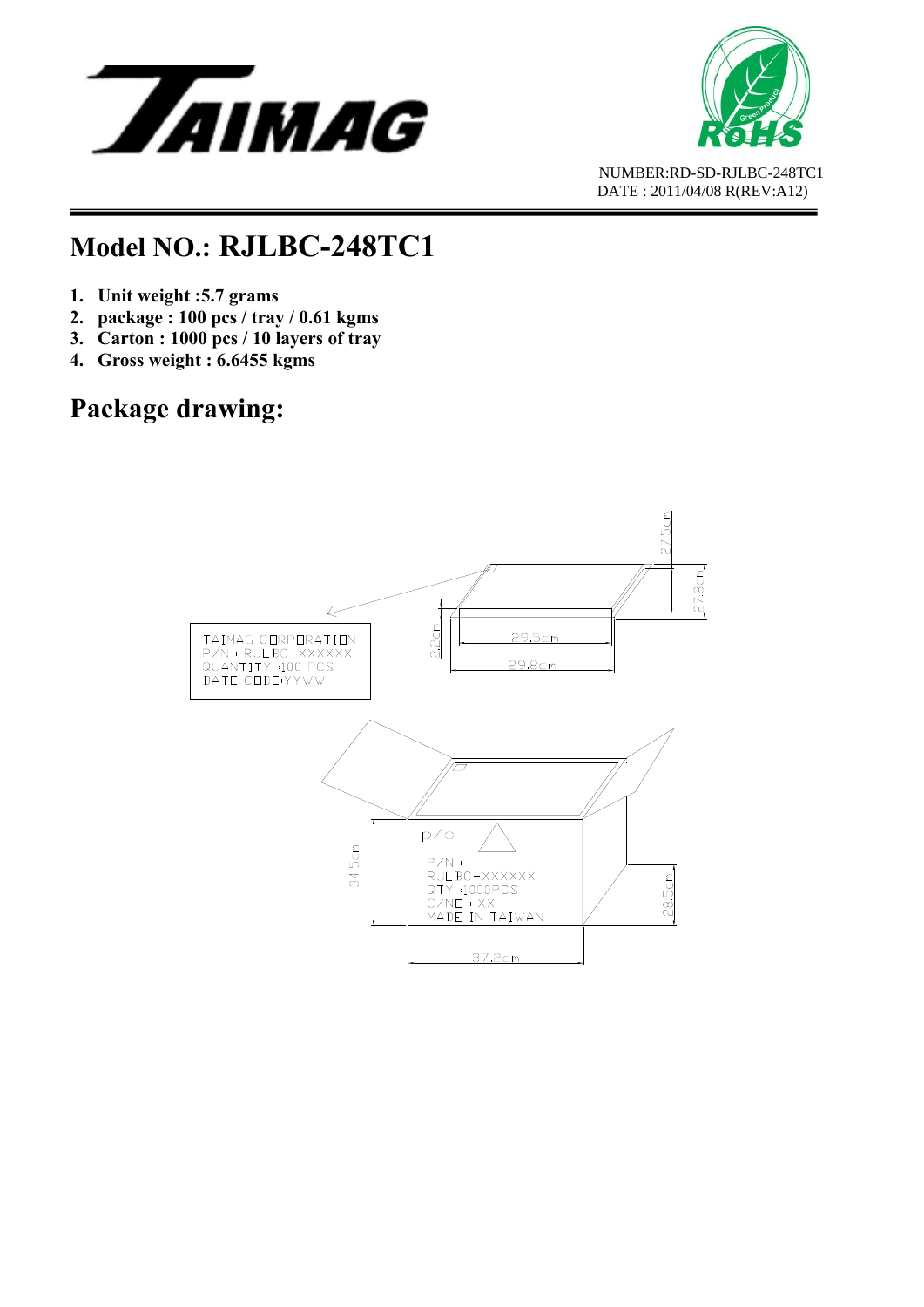NUMBER:RD-SD-RJLBC-248TC1
DATE : 2011/04/08 R(REV:A12)

# Model NO.: RJLBC-248TC1

1. **Unit weight :5.7 grams**
2. **package : 100 pcs / tray / 0.61 kgms**
3. **Carton : 1000 pcs / 10 layers of tray**
4. **Gross weight : 6.6455 kgms**

## Package drawing:

27.5cm
27.8cm
2.2cm
29.5cm
29.8cm

TAIMAG CORPORATION
P/N : RJLBC-XXXXXX
QUANTITY :100 PCS
DATE CODE:YYWW

p/o
P/N :
RJLBC-XXXXXX
QTY :1000PCS
C/NO : XX
MADE IN TAIWAN

34.5cm
28.5cm
37.2cm